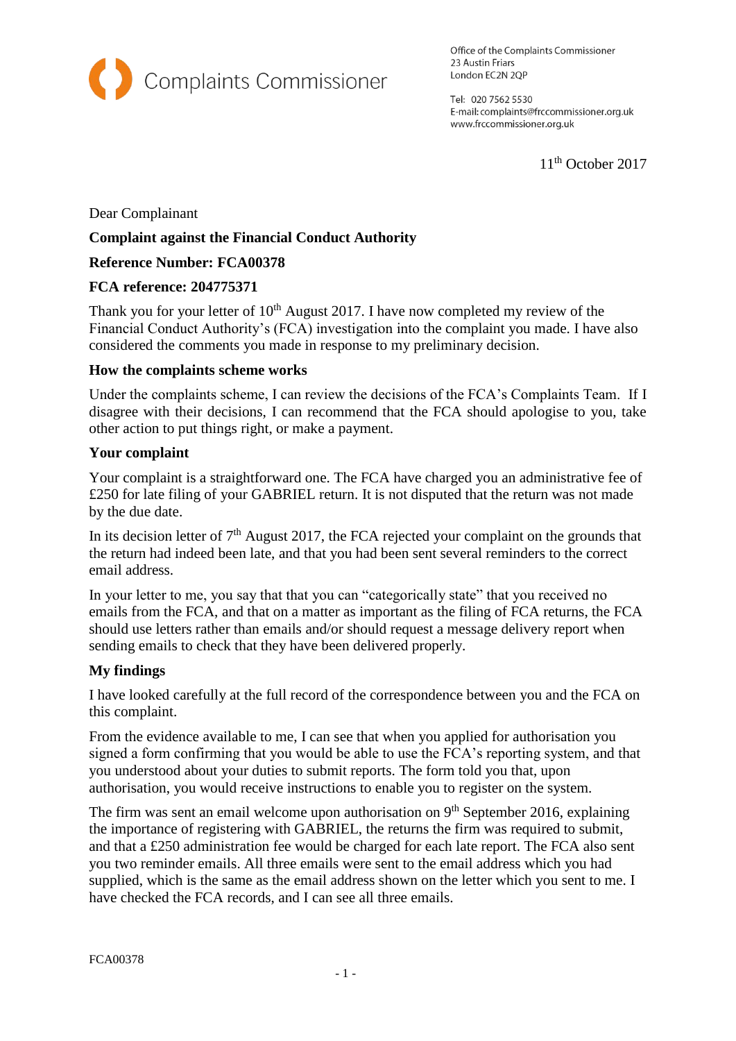Complaints Commissioner

Office of the Complaints Commissioner
23 Austin Friars
London EC2N 2QP

Tel: 020 7562 5530
E-mail: complaints@frccommissioner.org.uk
www.frccommissioner.org.uk

11th October 2017

Dear Complainant

**Complaint against the Financial Conduct Authority**

**Reference Number: FCA00378**

**FCA reference: 204775371**

Thank you for your letter of 10th August 2017. I have now completed my review of the Financial Conduct Authority's (FCA) investigation into the complaint you made. I have also considered the comments you made in response to my preliminary decision.

**How the complaints scheme works**

Under the complaints scheme, I can review the decisions of the FCA's Complaints Team. If I disagree with their decisions, I can recommend that the FCA should apologise to you, take other action to put things right, or make a payment.

**Your complaint**

Your complaint is a straightforward one. The FCA have charged you an administrative fee of £250 for late filing of your GABRIEL return. It is not disputed that the return was not made by the due date.

In its decision letter of 7th August 2017, the FCA rejected your complaint on the grounds that the return had indeed been late, and that you had been sent several reminders to the correct email address.

In your letter to me, you say that that you can "categorically state" that you received no emails from the FCA, and that on a matter as important as the filing of FCA returns, the FCA should use letters rather than emails and/or should request a message delivery report when sending emails to check that they have been delivered properly.

**My findings**

I have looked carefully at the full record of the correspondence between you and the FCA on this complaint.

From the evidence available to me, I can see that when you applied for authorisation you signed a form confirming that you would be able to use the FCA's reporting system, and that you understood about your duties to submit reports. The form told you that, upon authorisation, you would receive instructions to enable you to register on the system.

The firm was sent an email welcome upon authorisation on 9th September 2016, explaining the importance of registering with GABRIEL, the returns the firm was required to submit, and that a £250 administration fee would be charged for each late report. The FCA also sent you two reminder emails. All three emails were sent to the email address which you had supplied, which is the same as the email address shown on the letter which you sent to me. I have checked the FCA records, and I can see all three emails.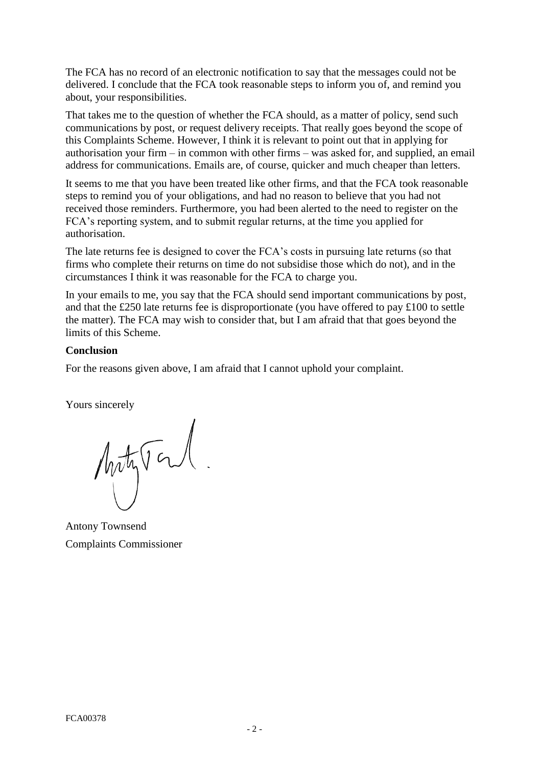The FCA has no record of an electronic notification to say that the messages could not be delivered. I conclude that the FCA took reasonable steps to inform you of, and remind you about, your responsibilities.

That takes me to the question of whether the FCA should, as a matter of policy, send such communications by post, or request delivery receipts. That really goes beyond the scope of this Complaints Scheme. However, I think it is relevant to point out that in applying for authorisation your firm – in common with other firms – was asked for, and supplied, an email address for communications. Emails are, of course, quicker and much cheaper than letters.

It seems to me that you have been treated like other firms, and that the FCA took reasonable steps to remind you of your obligations, and had no reason to believe that you had not received those reminders. Furthermore, you had been alerted to the need to register on the FCA's reporting system, and to submit regular returns, at the time you applied for authorisation.

The late returns fee is designed to cover the FCA's costs in pursuing late returns (so that firms who complete their returns on time do not subsidise those which do not), and in the circumstances I think it was reasonable for the FCA to charge you.

In your emails to me, you say that the FCA should send important communications by post, and that the £250 late returns fee is disproportionate (you have offered to pay £100 to settle the matter). The FCA may wish to consider that, but I am afraid that that goes beyond the limits of this Scheme.

**Conclusion**

For the reasons given above, I am afraid that I cannot uphold your complaint.

Yours sincerely

Antony Townsend

Complaints Commissioner

FCA00378